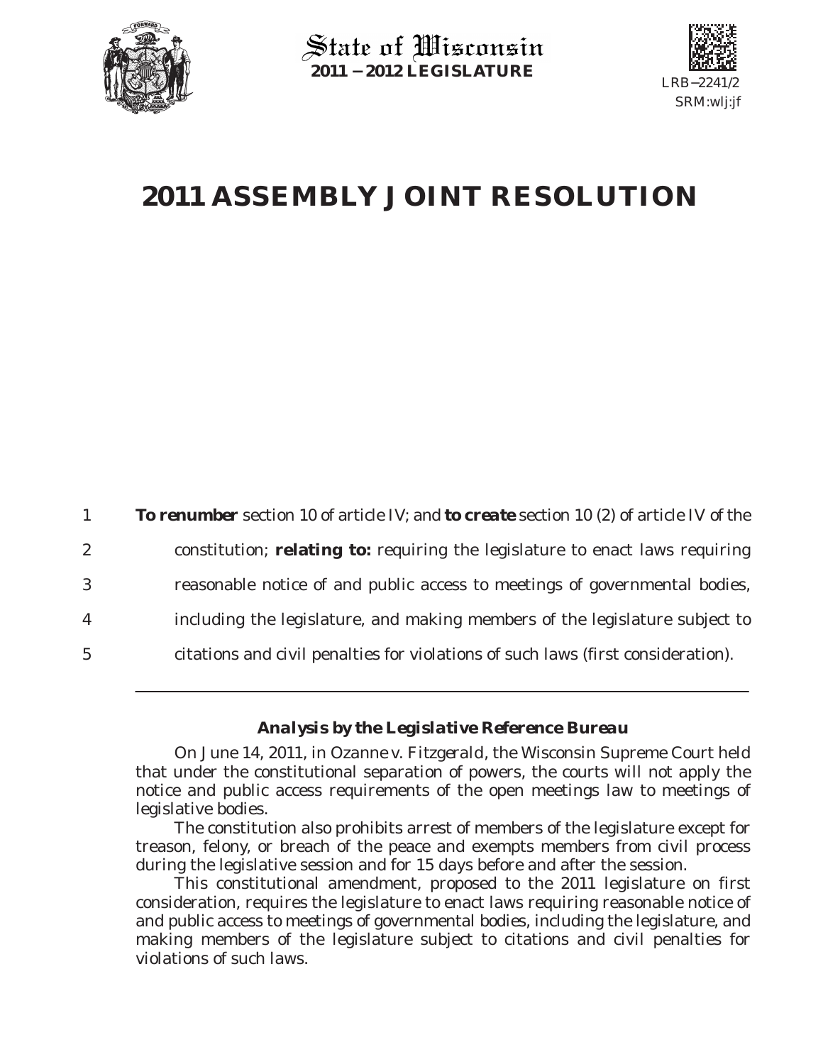State of Wisconsin
**2011 − 2012 LEGISLATURE**

LRB−2241/2
SRM:wlj:jf

# 2011 ASSEMBLY JOINT RESOLUTION

1 **To renumber** section 10 of article IV; and **to create** section 10 (2) of article IV of the
2 constitution; **relating to:** requiring the legislature to enact laws requiring
3 reasonable notice of and public access to meetings of governmental bodies,
4 including the legislature, and making members of the legislature subject to
5 citations and civil penalties for violations of such laws (first consideration).

---

### *Analysis by the Legislative Reference Bureau*

On June 14, 2011, in *Ozanne v. Fitzgerald*, the Wisconsin Supreme Court held that under the constitutional separation of powers, the courts will not apply the notice and public access requirements of the open meetings law to meetings of legislative bodies.

The constitution also prohibits arrest of members of the legislature except for treason, felony, or breach of the peace and exempts members from civil process during the legislative session and for 15 days before and after the session.

This constitutional amendment, proposed to the 2011 legislature on first consideration, requires the legislature to enact laws requiring reasonable notice of and public access to meetings of governmental bodies, including the legislature, and making members of the legislature subject to citations and civil penalties for violations of such laws.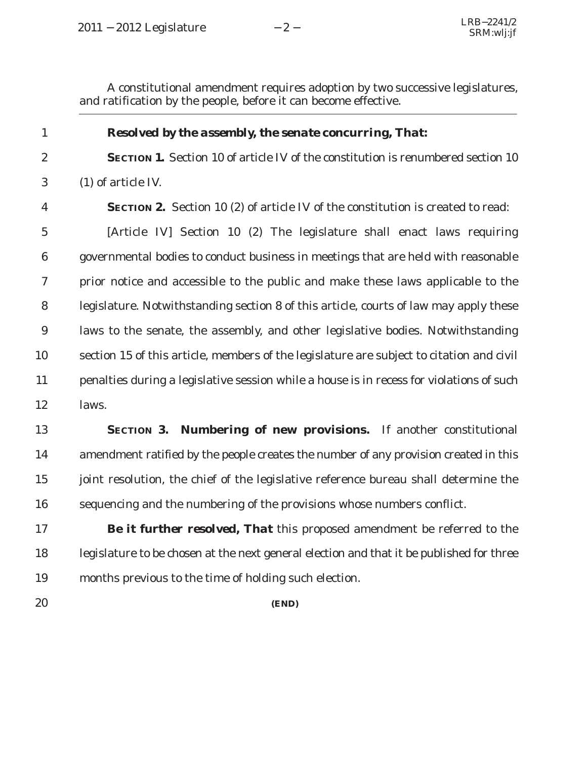A constitutional amendment requires adoption by two successive legislatures, and ratification by the people, before it can become effective.

---

**Resolved by the assembly, the senate concurring, That:**

**SECTION 1.** Section 10 of article IV of the constitution is renumbered section 10 (1) of article IV.

**SECTION 2.** Section 10 (2) of article IV of the constitution is created to read:

[Article IV] Section 10 (2) The legislature shall enact laws requiring governmental bodies to conduct business in meetings that are held with reasonable prior notice and accessible to the public and make these laws applicable to the legislature. Notwithstanding section 8 of this article, courts of law may apply these laws to the senate, the assembly, and other legislative bodies. Notwithstanding section 15 of this article, members of the legislature are subject to citation and civil penalties during a legislative session while a house is in recess for violations of such laws.

**SECTION 3. Numbering of new provisions.** If another constitutional amendment ratified by the people creates the number of any provision created in this joint resolution, the chief of the legislative reference bureau shall determine the sequencing and the numbering of the provisions whose numbers conflict.

**Be it further resolved, That** this proposed amendment be referred to the legislature to be chosen at the next general election and that it be published for three months previous to the time of holding such election.

**(END)**